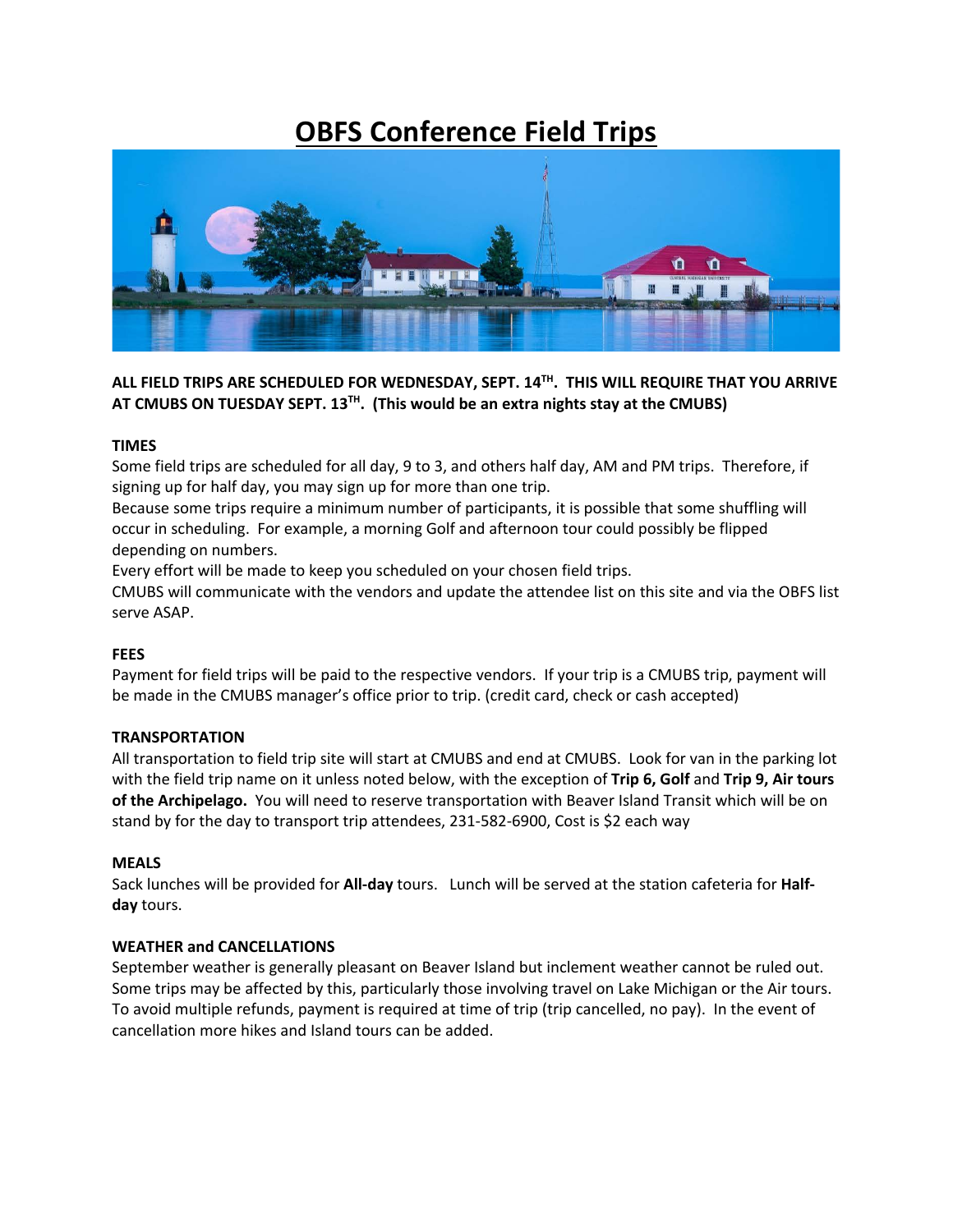# OBFS Conference Field Trips

**ALL FIELD TRIPS ARE SCHEDULED FOR WEDNESDAY, SEPT. 14TH. THIS WILL REQUIRE THAT YOU ARRIVE AT CMUBS ON TUESDAY SEPT. 13TH. (This would be an extra nights stay at the CMUBS)**

### TIMES

Some field trips are scheduled for all day, 9 to 3, and others half day, AM and PM trips. Therefore, if signing up for half day, you may sign up for more than one trip.

Because some trips require a minimum number of participants, it is possible that some shuffling will occur in scheduling. For example, a morning Golf and afternoon tour could possibly be flipped depending on numbers.

Every effort will be made to keep you scheduled on your chosen field trips.

CMUBS will communicate with the vendors and update the attendee list on this site and via the OBFS list serve ASAP.

### FEES

Payment for field trips will be paid to the respective vendors. If your trip is a CMUBS trip, payment will be made in the CMUBS manager's office prior to trip. (credit card, check or cash accepted)

### TRANSPORTATION

All transportation to field trip site will start at CMUBS and end at CMUBS. Look for van in the parking lot with the field trip name on it unless noted below, with the exception of **Trip 6, Golf** and **Trip 9, Air tours of the Archipelago.** You will need to reserve transportation with Beaver Island Transit which will be on stand by for the day to transport trip attendees, 231-582-6900, Cost is $2 each way

### MEALS

Sack lunches will be provided for **All-day** tours. Lunch will be served at the station cafeteria for **Half-day** tours.

### WEATHER and CANCELLATIONS

September weather is generally pleasant on Beaver Island but inclement weather cannot be ruled out. Some trips may be affected by this, particularly those involving travel on Lake Michigan or the Air tours. To avoid multiple refunds, payment is required at time of trip (trip cancelled, no pay). In the event of cancellation more hikes and Island tours can be added.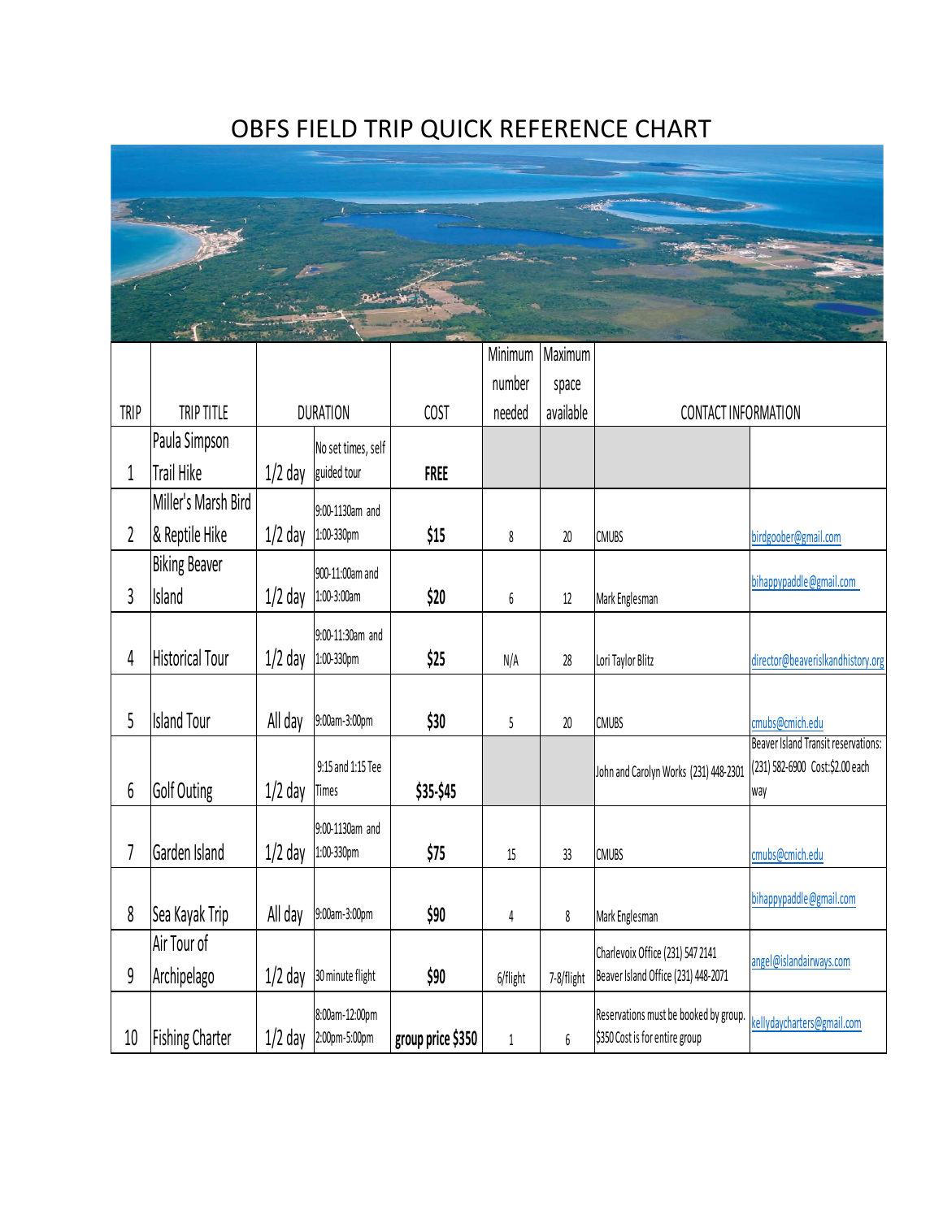# OBFS FIELD TRIP QUICK REFERENCE CHART

| TRIP | TRIP TITLE | DURATION | | COST | Minimum number needed | Maximum space available | CONTACT INFORMATION | |
|---|---|---|---|---|---|---|---|---|
| 1 | Paula Simpson Trail Hike | 1/2 day | No set times, self guided tour | **FREE** | | | | |
| 2 | Miller's Marsh Bird & Reptile Hike | 1/2 day | 9:00-1130am and 1:00-330pm | **$15** | 8 | 20 | CMUBS | birdgoober@gmail.com |
| 3 | Biking Beaver Island | 1/2 day | 900-11:00am and 1:00-3:00am | **$20** | 6 | 12 | Mark Englesman | bihappypaddle@gmail.com |
| 4 | Historical Tour | 1/2 day | 9:00-11:30am and 1:00-330pm | **$25** | N/A | 28 | Lori Taylor Blitz | director@beaverislkandhistory.org |
| 5 | Island Tour | All day | 9:00am-3:00pm | **$30** | 5 | 20 | CMUBS | cmubs@cmich.edu |
| 6 | Golf Outing | 1/2 day | 9:15 and 1:15 Tee Times | **$35-$45** | | | John and Carolyn Works (231) 448-2301 | Beaver Island Transit reservations: (231) 582-6900 Cost:$2.00 each way |
| 7 | Garden Island | 1/2 day | 9:00-1130am and 1:00-330pm | **$75** | 15 | 33 | CMUBS | cmubs@cmich.edu |
| 8 | Sea Kayak Trip | All day | 9:00am-3:00pm | **$90** | 4 | 8 | Mark Englesman | bihappypaddle@gmail.com |
| 9 | Air Tour of Archipelago | 1/2 day | 30 minute flight | **$90** | 6/flight | 7-8/flight | Charlevoix Office (231) 547 2141 Beaver Island Office (231) 448-2071 | angel@islandairways.com |
| 10 | Fishing Charter | 1/2 day | 8:00am-12:00pm 2:00pm-5:00pm | **group price $350** | 1 | 6 | Reservations must be booked by group. $350 Cost is for entire group | kellydaycharters@gmail.com |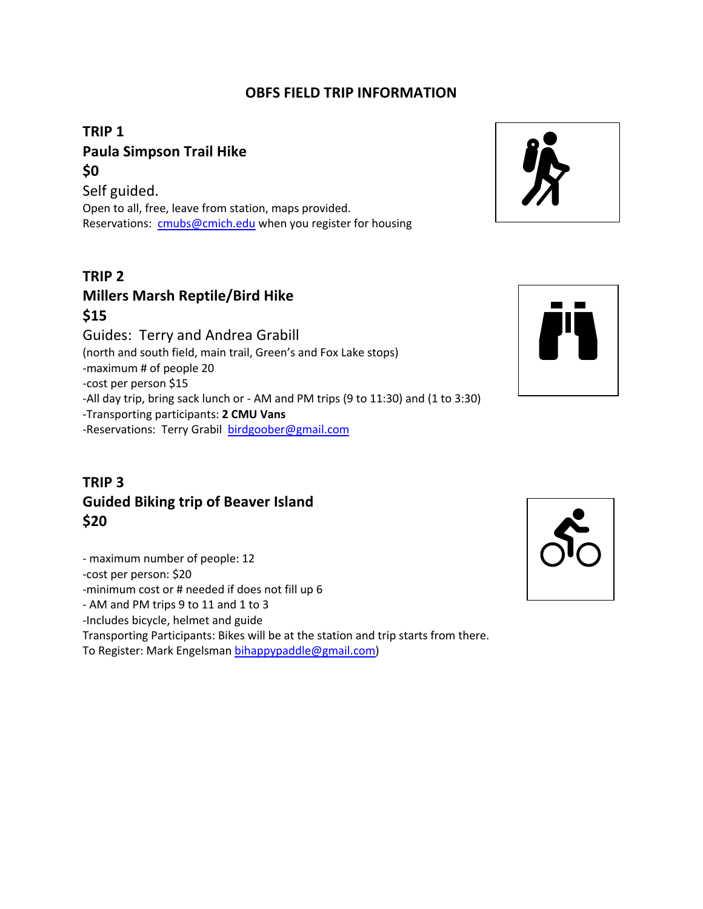## OBFS FIELD TRIP INFORMATION

### TRIP 1
### Paula Simpson Trail Hike
### $0

Self guided.

Open to all, free, leave from station, maps provided.
Reservations: cmubs@cmich.edu when you register for housing

### TRIP 2
### Millers Marsh Reptile/Bird Hike
### $15

Guides: Terry and Andrea Grabill

(north and south field, main trail, Green's and Fox Lake stops)
-maximum # of people 20
-cost per person $15
-All day trip, bring sack lunch or - AM and PM trips (9 to 11:30) and (1 to 3:30)
-Transporting participants: **2 CMU Vans**
-Reservations: Terry Grabil birdgoober@gmail.com

### TRIP 3
### Guided Biking trip of Beaver Island
### $20

- maximum number of people: 12
-cost per person: $20
-minimum cost or # needed if does not fill up 6
- AM and PM trips 9 to 11 and 1 to 3
-Includes bicycle, helmet and guide

Transporting Participants: Bikes will be at the station and trip starts from there.
To Register: Mark Engelsman bihappypaddle@gmail.com)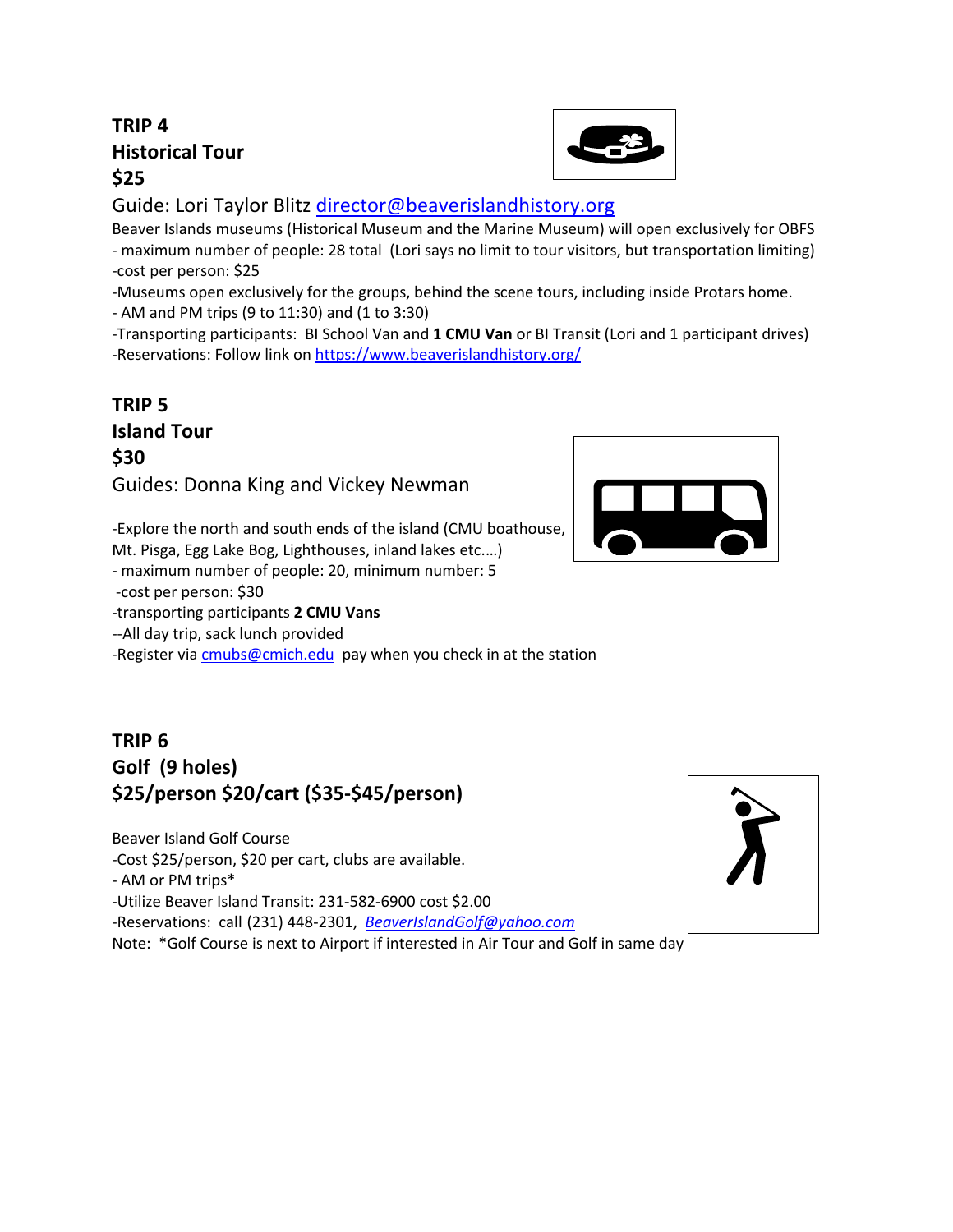**TRIP 4**
**Historical Tour**
**$25**

Guide: Lori Taylor Blitz director@beaverislandhistory.org

Beaver Islands museums (Historical Museum and the Marine Museum) will open exclusively for OBFS

- maximum number of people: 28 total (Lori says no limit to tour visitors, but transportation limiting)

-cost per person: $25

-Museums open exclusively for the groups, behind the scene tours, including inside Protars home.

- AM and PM trips (9 to 11:30) and (1 to 3:30)

-Transporting participants: BI School Van and **1 CMU Van** or BI Transit (Lori and 1 participant drives)

-Reservations: Follow link on https://www.beaverislandhistory.org/

**TRIP 5**
**Island Tour**
**$30**

Guides: Donna King and Vickey Newman

-Explore the north and south ends of the island (CMU boathouse, Mt. Pisga, Egg Lake Bog, Lighthouses, inland lakes etc.…)

- maximum number of people: 20, minimum number: 5

-cost per person: $30

-transporting participants **2 CMU Vans**

--All day trip, sack lunch provided

-Register via cmubs@cmich.edu pay when you check in at the station

**TRIP 6**
**Golf (9 holes)**
**$25/person $20/cart ($35-$45/person)**

Beaver Island Golf Course

-Cost $25/person, $20 per cart, clubs are available.

- AM or PM trips*

-Utilize Beaver Island Transit: 231-582-6900 cost $2.00

-Reservations: call (231) 448-2301, *BeaverIslandGolf@yahoo.com*

Note: *Golf Course is next to Airport if interested in Air Tour and Golf in same day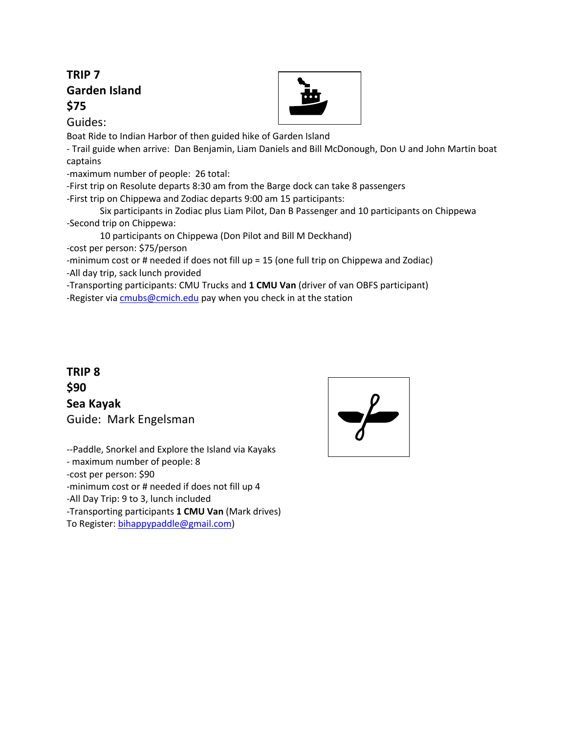**TRIP 7**
**Garden Island**
**$75**

Guides:

Boat Ride to Indian Harbor of then guided hike of Garden Island

- Trail guide when arrive: Dan Benjamin, Liam Daniels and Bill McDonough, Don U and John Martin boat captains

-maximum number of people: 26 total:

-First trip on Resolute departs 8:30 am from the Barge dock can take 8 passengers

-First trip on Chippewa and Zodiac departs 9:00 am 15 participants:

Six participants in Zodiac plus Liam Pilot, Dan B Passenger and 10 participants on Chippewa

-Second trip on Chippewa:

10 participants on Chippewa (Don Pilot and Bill M Deckhand)

-cost per person: $75/person

-minimum cost or # needed if does not fill up = 15 (one full trip on Chippewa and Zodiac)

-All day trip, sack lunch provided

-Transporting participants: CMU Trucks and **1 CMU Van** (driver of van OBFS participant)

-Register via cmubs@cmich.edu pay when you check in at the station

**TRIP 8**
**$90**
**Sea Kayak**

Guide: Mark Engelsman

--Paddle, Snorkel and Explore the Island via Kayaks

- maximum number of people: 8

-cost per person: $90

-minimum cost or # needed if does not fill up 4

-All Day Trip: 9 to 3, lunch included

-Transporting participants **1 CMU Van** (Mark drives)

To Register: bihappypaddle@gmail.com)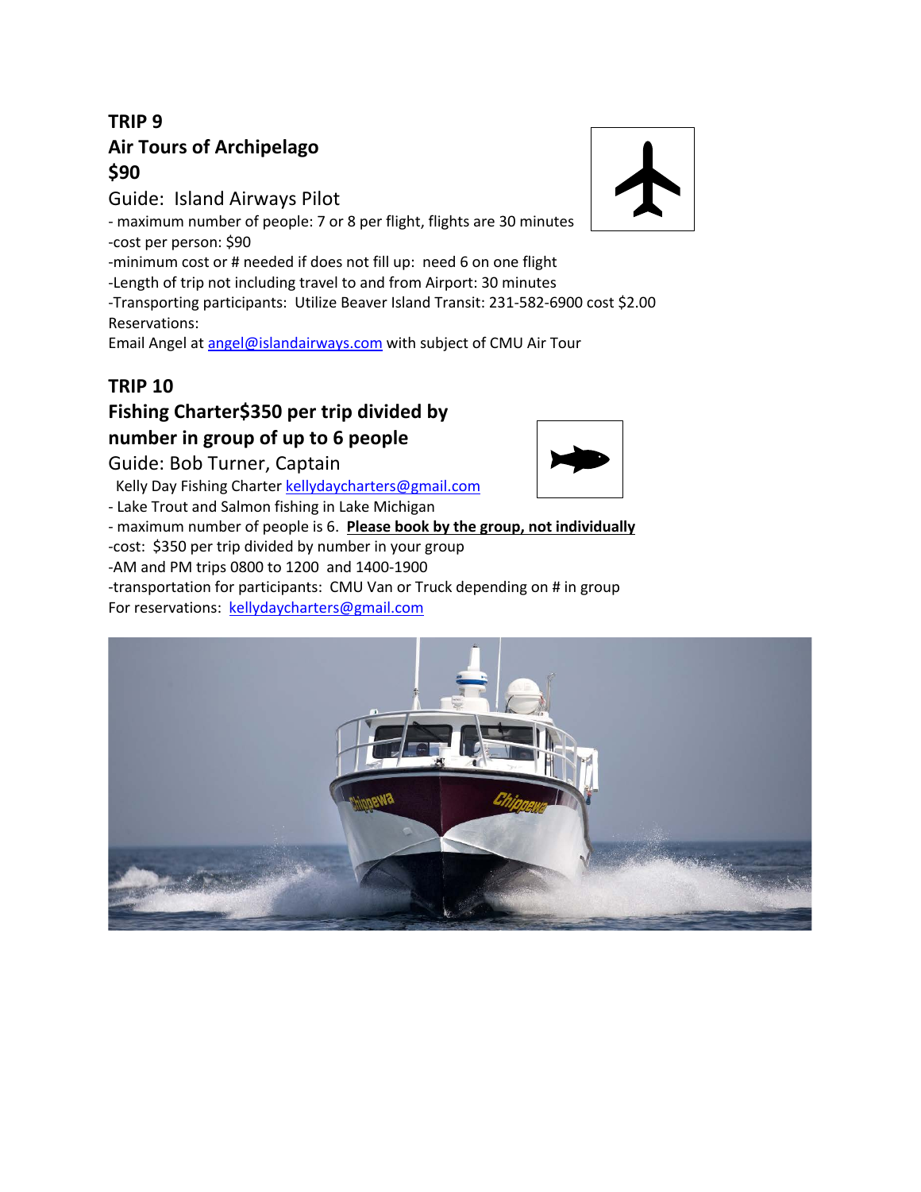## TRIP 9

## Air Tours of Archipelago

## $90

### Guide: Island Airways Pilot

- maximum number of people: 7 or 8 per flight, flights are 30 minutes

-cost per person: $90

-minimum cost or # needed if does not fill up: need 6 on one flight

-Length of trip not including travel to and from Airport: 30 minutes

-Transporting participants: Utilize Beaver Island Transit: 231-582-6900 cost $2.00

Reservations:

Email Angel at angel@islandairways.com with subject of CMU Air Tour

## TRIP 10

## Fishing Charter$350 per trip divided by number in group of up to 6 people

### Guide: Bob Turner, Captain

Kelly Day Fishing Charter kellydaycharters@gmail.com

- Lake Trout and Salmon fishing in Lake Michigan

- maximum number of people is 6. **Please book by the group, not individually**

-cost: $350 per trip divided by number in your group

-AM and PM trips 0800 to 1200 and 1400-1900

-transportation for participants: CMU Van or Truck depending on # in group

For reservations: kellydaycharters@gmail.com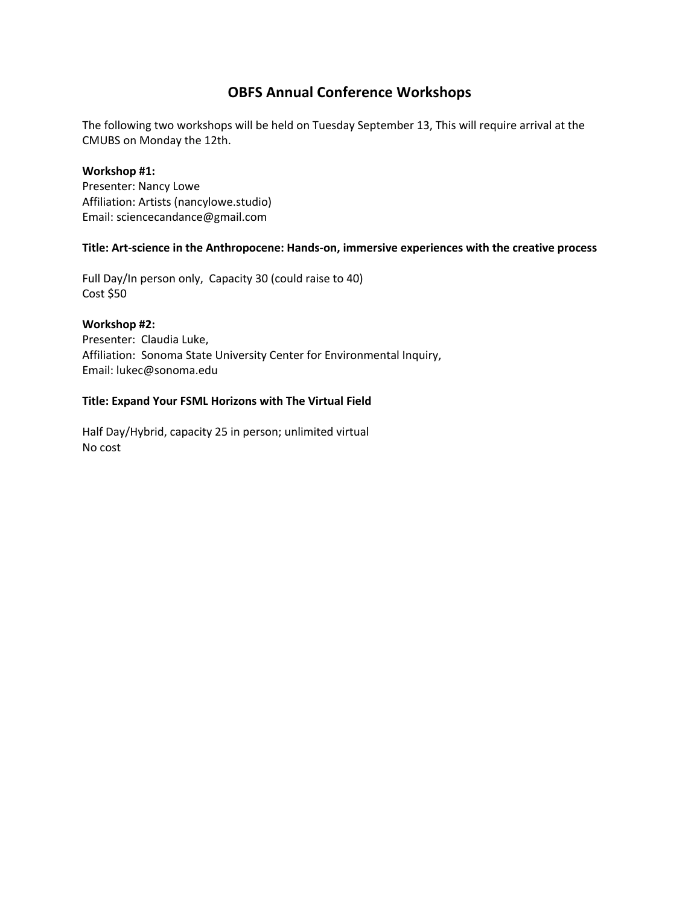# OBFS Annual Conference Workshops

The following two workshops will be held on Tuesday September 13, This will require arrival at the CMUBS on Monday the 12th.

**Workshop #1:**
Presenter: Nancy Lowe
Affiliation: Artists (nancylowe.studio)
Email: sciencecandance@gmail.com

**Title: Art-science in the Anthropocene: Hands-on, immersive experiences with the creative process**

Full Day/In person only, Capacity 30 (could raise to 40)
Cost $50

**Workshop #2:**
Presenter: Claudia Luke,
Affiliation: Sonoma State University Center for Environmental Inquiry,
Email: lukec@sonoma.edu

**Title: Expand Your FSML Horizons with The Virtual Field**

Half Day/Hybrid, capacity 25 in person; unlimited virtual
No cost